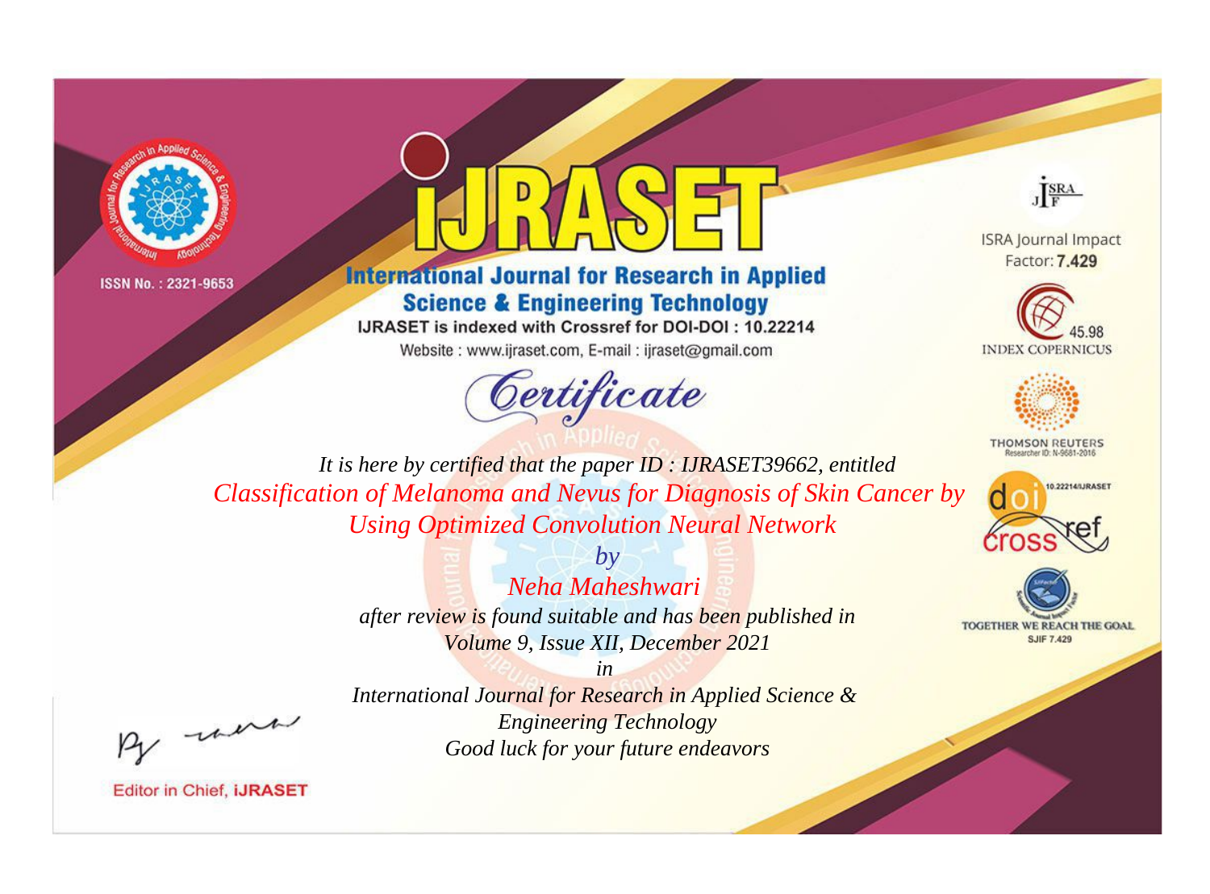ISSN No. : 2321-9653

# iJRASET

## International Journal for Research in Applied Science & Engineering Technology

IJRASET is indexed with Crossref for DOI-DOI : 10.22214

Website : www.ijraset.com, E-mail : ijraset@gmail.com

ISRA Journal Impact Factor: **7.429**

45.98 INDEX COPERNICUS

THOMSON REUTERS Researcher ID: N-9681-2016

10.22214/IJRASET

TOGETHER WE REACH THE GOAL SJIF 7.429

# *Certificate*

*It is here by certified that the paper ID : IJRASET39662, entitled*

*Classification of Melanoma and Nevus for Diagnosis of Skin Cancer by Using Optimized Convolution Neural Network*

*by*

*Neha Maheshwari*

*after review is found suitable and has been published in Volume 9, Issue XII, December 2021*

*in*

*International Journal for Research in Applied Science & Engineering Technology*

*Good luck for your future endeavors*

Editor in Chief, **iJRASET**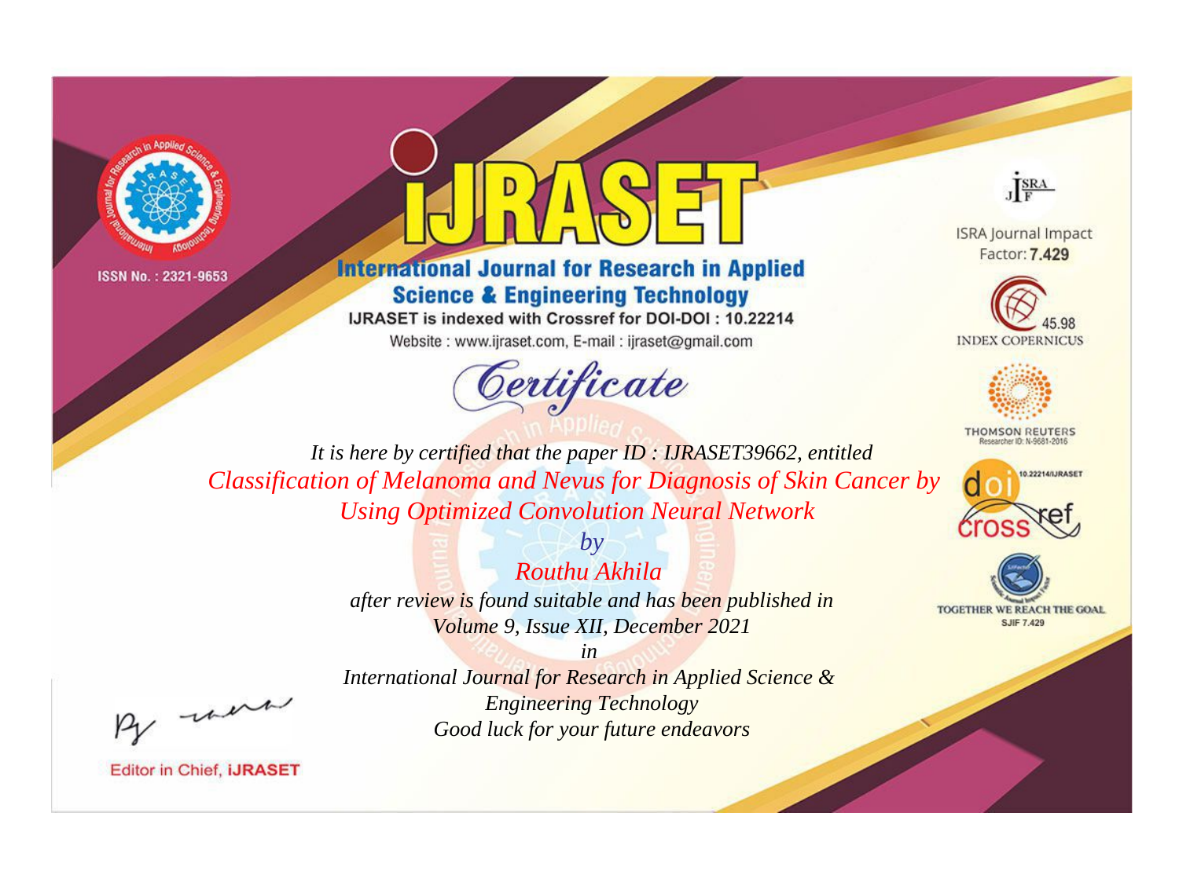ISSN No. : 2321-9653

# iJRASET

## International Journal for Research in Applied Science & Engineering Technology

IJRASET is indexed with Crossref for DOI-DOI : 10.22214

Website : www.ijraset.com, E-mail : ijraset@gmail.com

ISRA Journal Impact Factor: **7.429**

45.98 INDEX COPERNICUS

THOMSON REUTERS Researcher ID: N-9681-2016

10.22214/IJRASET

TOGETHER WE REACH THE GOAL SJIF 7.429

# *Certificate*

*It is here by certified that the paper ID : IJRASET39662, entitled*

*Classification of Melanoma and Nevus for Diagnosis of Skin Cancer by Using Optimized Convolution Neural Network*

*by*

*Routhu Akhila*

*after review is found suitable and has been published in*

*Volume 9, Issue XII, December 2021*

*in*

*International Journal for Research in Applied Science & Engineering Technology*

*Good luck for your future endeavors*

Editor in Chief, **iJRASET**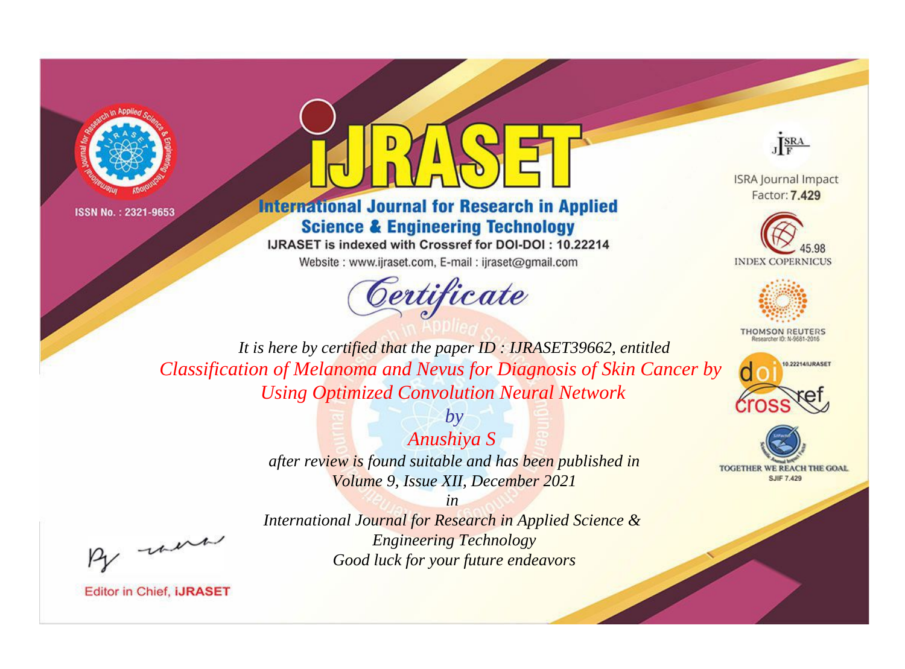ISSN No. : 2321-9653

# iJRASET

## International Journal for Research in Applied Science & Engineering Technology

IJRASET is indexed with Crossref for DOI-DOI : 10.22214

Website : www.ijraset.com, E-mail : ijraset@gmail.com

*Certificate*

*It is here by certified that the paper ID : IJRASET39662, entitled*

*Classification of Melanoma and Nevus for Diagnosis of Skin Cancer by Using Optimized Convolution Neural Network*

*by*

*Anushiya S*

*after review is found suitable and has been published in*

*Volume 9, Issue XII, December 2021*

*in*

*International Journal for Research in Applied Science & Engineering Technology*

*Good luck for your future endeavors*

Editor in Chief, iJRASET

ISRA Journal Impact Factor: **7.429**

45.98 INDEX COPERNICUS

THOMSON REUTERS Researcher ID: N-9681-2016

10.22214/IJRASET

TOGETHER WE REACH THE GOAL SJIF 7.429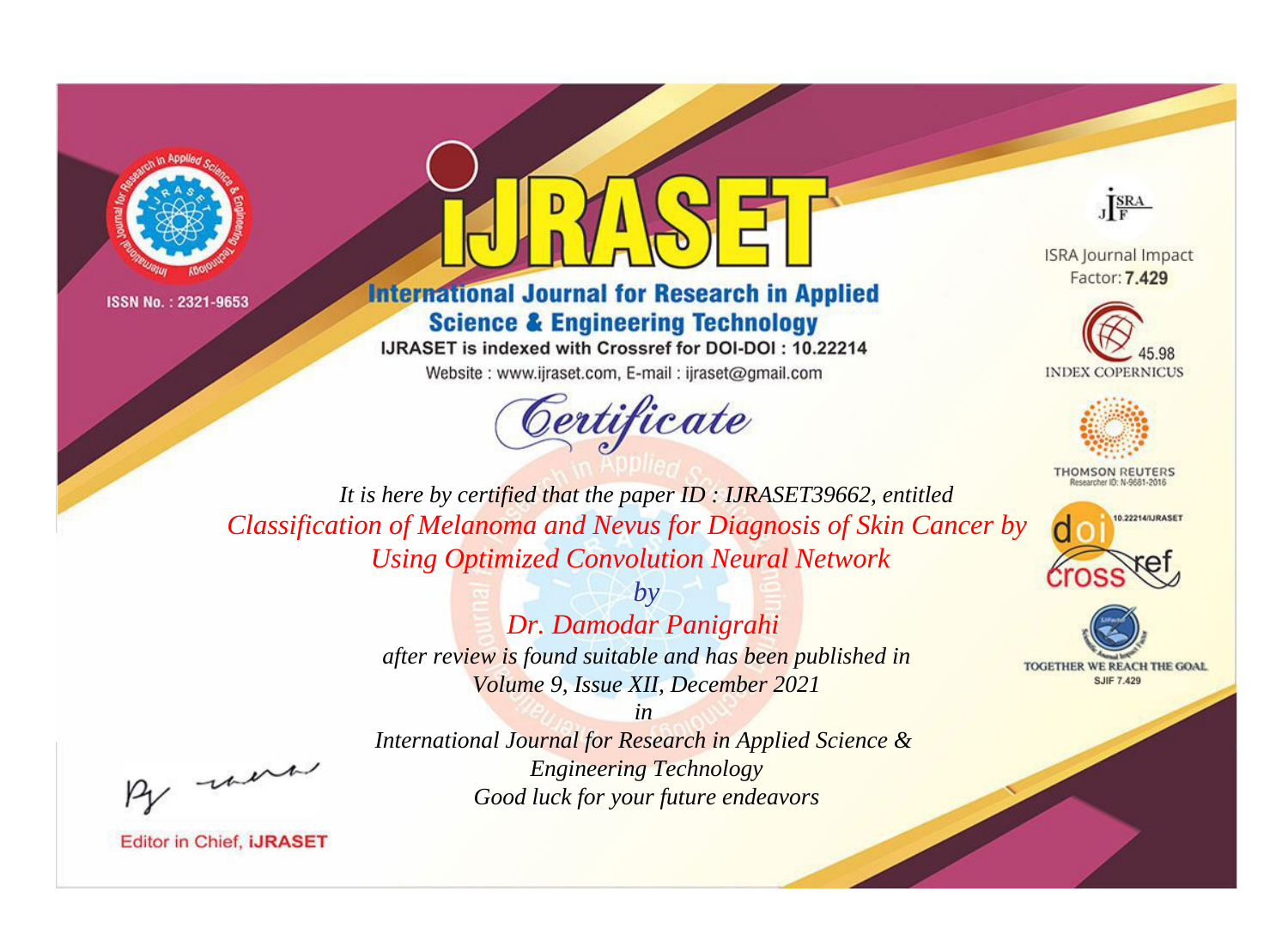ISSN No. : 2321-9653

# iJRASET

## International Journal for Research in Applied Science & Engineering Technology

IJRASET is indexed with Crossref for DOI-DOI : 10.22214

Website : www.ijraset.com, E-mail : ijraset@gmail.com

*Certificate*

*It is here by certified that the paper ID : IJRASET39662, entitled*

*Classification of Melanoma and Nevus for Diagnosis of Skin Cancer by Using Optimized Convolution Neural Network*

*by*

*Dr. Damodar Panigrahi*

*after review is found suitable and has been published in*

*Volume 9, Issue XII, December 2021*

*in*

*International Journal for Research in Applied Science & Engineering Technology*

*Good luck for your future endeavors*

ISRA Journal Impact Factor: **7.429**

45.98 INDEX COPERNICUS

THOMSON REUTERS Researcher ID: N-9681-2016

10.22214/IJRASET

TOGETHER WE REACH THE GOAL SJIF 7.429

Editor in Chief, **iJRASET**